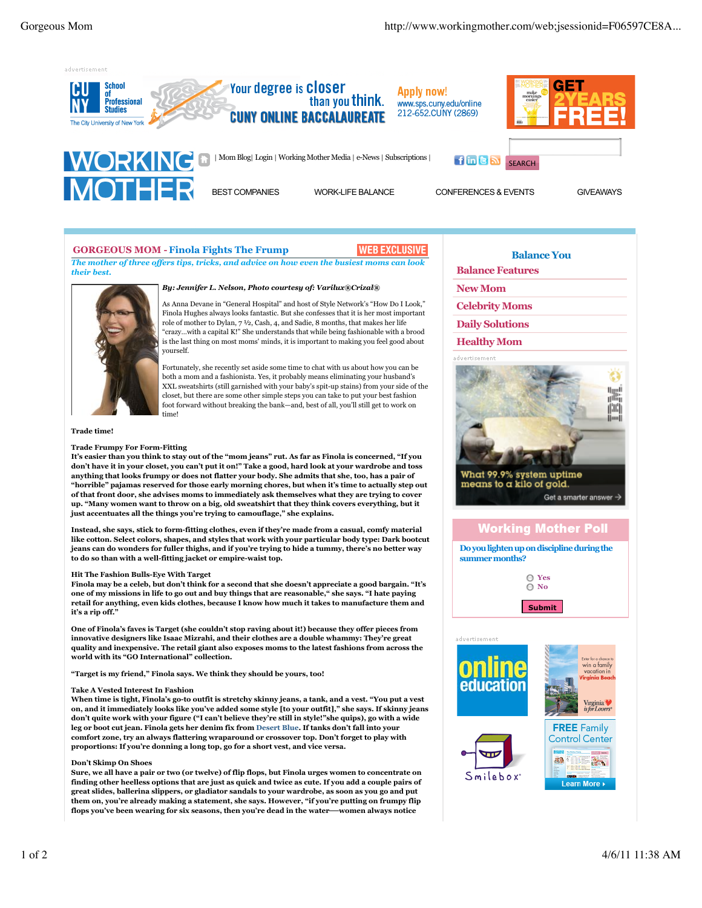# GORGEOUS MOM - Finola Fights The Frump

WEB EXCLUSIVE

*The mother of three offers tips, tricks, and advice on how even the busiest moms can look their best.*

***By: Jennifer L. Nelson, Photo courtesy of: Varilux®Crizal®***

As Anna Devane in "General Hospital" and host of Style Network's "How Do I Look," Finola Hughes always looks fantastic. But she confesses that it is her most important role of mother to Dylan, 7 ½, Cash, 4, and Sadie, 8 months, that makes her life "crazy...with a capital K!" She understands that while being fashionable with a brood is the last thing on most moms' minds, it is important to making you feel good about yourself.

Fortunately, she recently set aside some time to chat with us about how you can be both a mom and a fashionista. Yes, it probably means eliminating your husband's XXL sweatshirts (still garnished with your baby's spit-up stains) from your side of the closet, but there are some other simple steps you can take to put your best fashion foot forward without breaking the bank—and, best of all, you'll still get to work on time!

**Trade time!**

**Trade Frumpy For Form-Fitting**
**It's easier than you think to stay out of the "mom jeans" rut. As far as Finola is concerned, "If you don't have it in your closet, you can't put it on!" Take a good, hard look at your wardrobe and toss anything that looks frumpy or does not flatter your body. She admits that she, too, has a pair of "horrible" pajamas reserved for those early morning chores, but when it's time to actually step out of that front door, she advises moms to immediately ask themselves what they are trying to cover up. "Many women want to throw on a big, old sweatshirt that they think covers everything, but it just accentuates all the things you're trying to camouflage," she explains.**

**Instead, she says, stick to form-fitting clothes, even if they're made from a casual, comfy material like cotton. Select colors, shapes, and styles that work with your particular body type: Dark bootcut jeans can do wonders for fuller thighs, and if you're trying to hide a tummy, there's no better way to do so than with a well-fitting jacket or empire-waist top.**

Hit The Fashion Bulls-Eye With Target
**Finola may be a celeb, but don't think for a second that she doesn't appreciate a good bargain. "It's one of my missions in life to go out and buy things that are reasonable," she says. "I hate paying retail for anything, even kids clothes, because I know how much it takes to manufacture them and it's a rip off."**

**One of Finola's faves is Target (she couldn't stop raving about it!) because they offer pieces from innovative designers like Isaac Mizrahi, and their clothes are a double whammy: They're great quality and inexpensive. The retail giant also exposes moms to the latest fashions from across the world with its "GO International" collection.**

**"Target is my friend," Finola says. We think they should be yours, too!**

Take A Vested Interest In Fashion
**When time is tight, Finola's go-to outfit is stretchy skinny jeans, a tank, and a vest. "You put a vest on, and it immediately looks like you've added some style [to your outfit]," she says. If skinny jeans don't quite work with your figure ("I can't believe they're still in style!"she quips), go with a wide leg or boot cut jean. Finola gets her denim fix from Desert Blue. If tanks don't fall into your comfort zone, try an always flattering wraparound or crossover top. Don't forget to play with proportions: If you're donning a long top, go for a short vest, and vice versa.**

Don't Skimp On Shoes
**Sure, we all have a pair or two (or twelve) of flip flops, but Finola urges women to concentrate on finding other heelless options that are just as quick and twice as cute. If you add a couple pairs of great slides, ballerina slippers, or gladiator sandals to your wardrobe, as soon as you go and put them on, you're already making a statement, she says. However, "if you're putting on frumpy flip flops you've been wearing for six seasons, then you're dead in the water—women always notice**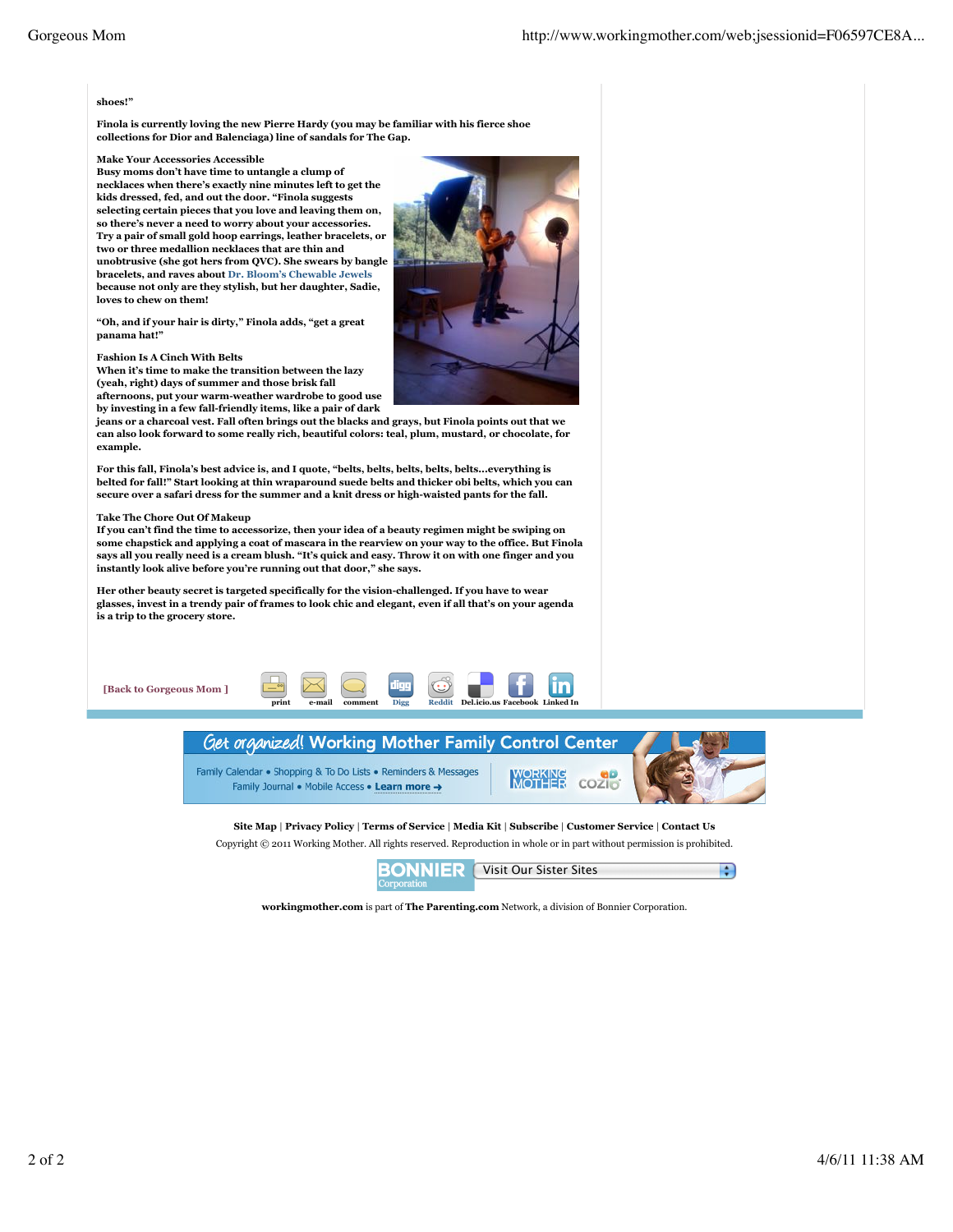shoes!"

Finola is currently loving the new Pierre Hardy (you may be familiar with his fierce shoe collections for Dior and Balenciaga) line of sandals for The Gap.

**Make Your Accessories Accessible**

Busy moms don't have time to untangle a clump of necklaces when there's exactly nine minutes left to get the kids dressed, fed, and out the door. "Finola suggests selecting certain pieces that you love and leaving them on, so there's never a need to worry about your accessories. Try a pair of small gold hoop earrings, leather bracelets, or two or three medallion necklaces that are thin and unobtrusive (she got hers from QVC). She swears by bangle bracelets, and raves about Dr. Bloom's Chewable Jewels because not only are they stylish, but her daughter, Sadie, loves to chew on them!

"Oh, and if your hair is dirty," Finola adds, "get a great panama hat!"

**Fashion Is A Cinch With Belts**

When it's time to make the transition between the lazy (yeah, right) days of summer and those brisk fall afternoons, put your warm-weather wardrobe to good use by investing in a few fall-friendly items, like a pair of dark jeans or a charcoal vest. Fall often brings out the blacks and grays, but Finola points out that we can also look forward to some really rich, beautiful colors: teal, plum, mustard, or chocolate, for example.

For this fall, Finola's best advice is, and I quote, "belts, belts, belts, belts, belts...everything is belted for fall!" Start looking at thin wraparound suede belts and thicker obi belts, which you can secure over a safari dress for the summer and a knit dress or high-waisted pants for the fall.

**Take The Chore Out Of Makeup**

If you can't find the time to accessorize, then your idea of a beauty regimen might be swiping on some chapstick and applying a coat of mascara in the rearview on your way to the office. But Finola says all you really need is a cream blush. "It's quick and easy. Throw it on with one finger and you instantly look alive before you're running out that door," she says.

Her other beauty secret is targeted specifically for the vision-challenged. If you have to wear glasses, invest in a trendy pair of frames to look chic and elegant, even if all that's on your agenda is a trip to the grocery store.

[Back to Gorgeous Mom ]

print e-mail comment Digg Reddit Del.icio.us Facebook Linked In

Get organized! Working Mother Family Control Center

Family Calendar • Shopping & To Do Lists • Reminders & Messages
Family Journal • Mobile Access • Learn more →

Site Map | Privacy Policy | Terms of Service | Media Kit | Subscribe | Customer Service | Contact Us

Copyright © 2011 Working Mother. All rights reserved. Reproduction in whole or in part without permission is prohibited.

BONNIER Corporation — Visit Our Sister Sites

workingmother.com is part of The Parenting.com Network, a division of Bonnier Corporation.